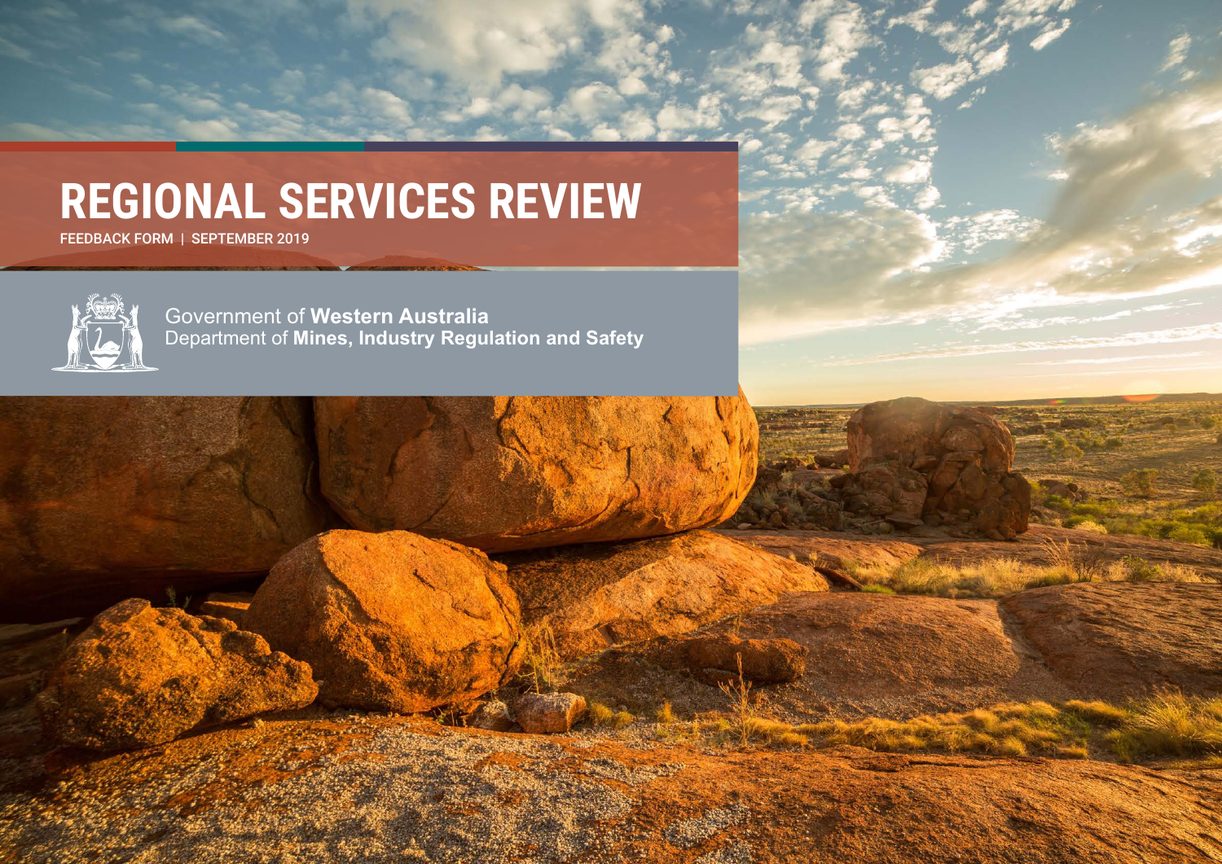# REGIONAL SERVICES REVIEW

FEEDBACK FORM | SEPTEMBER 2019

Government of **Western Australia**
Department of **Mines, Industry Regulation and Safety**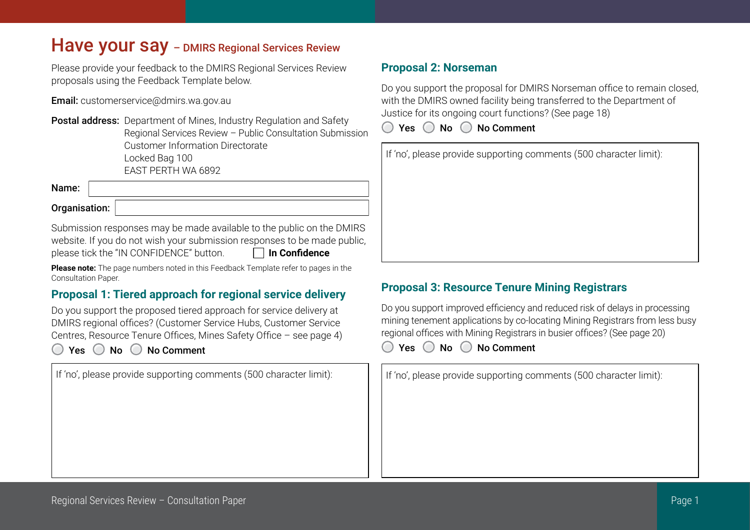# Have your say – DMIRS Regional Services Review

Please provide your feedback to the DMIRS Regional Services Review proposals using the Feedback Template below.

**Email:** customerservice@dmirs.wa.gov.au

**Postal address:** Department of Mines, Industry Regulation and Safety
Regional Services Review – Public Consultation Submission
Customer Information Directorate
Locked Bag 100
EAST PERTH WA 6892

**Name:**

**Organisation:**

Submission responses may be made available to the public on the DMIRS website. If you do not wish your submission responses to be made public, please tick the "IN CONFIDENCE" button. ☐ **In Confidence**

**Please note:** The page numbers noted in this Feedback Template refer to pages in the Consultation Paper.

## Proposal 1: Tiered approach for regional service delivery

Do you support the proposed tiered approach for service delivery at DMIRS regional offices? (Customer Service Hubs, Customer Service Centres, Resource Tenure Offices, Mines Safety Office – see page 4)

○ **Yes** ○ **No** ○ **No Comment**

If 'no', please provide supporting comments (500 character limit):

## Proposal 2: Norseman

Do you support the proposal for DMIRS Norseman office to remain closed, with the DMIRS owned facility being transferred to the Department of Justice for its ongoing court functions? (See page 18)

○ **Yes** ○ **No** ○ **No Comment**

If 'no', please provide supporting comments (500 character limit):

## Proposal 3: Resource Tenure Mining Registrars

Do you support improved efficiency and reduced risk of delays in processing mining tenement applications by co-locating Mining Registrars from less busy regional offices with Mining Registrars in busier offices? (See page 20)

○ **Yes** ○ **No** ○ **No Comment**

If 'no', please provide supporting comments (500 character limit):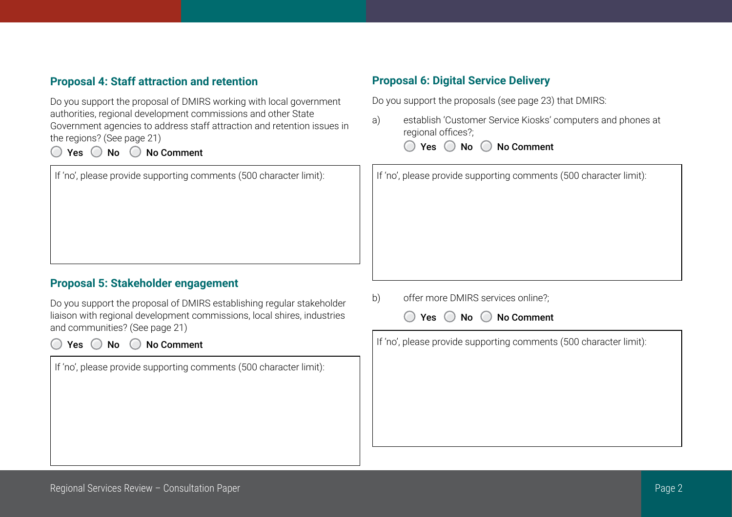### Proposal 4: Staff attraction and retention

Do you support the proposal of DMIRS working with local government authorities, regional development commissions and other State Government agencies to address staff attraction and retention issues in the regions? (See page 21)

○ **Yes** ○ **No** ○ **No Comment**

If 'no', please provide supporting comments (500 character limit):

### Proposal 5: Stakeholder engagement

Do you support the proposal of DMIRS establishing regular stakeholder liaison with regional development commissions, local shires, industries and communities? (See page 21)

○ **Yes** ○ **No** ○ **No Comment**

If 'no', please provide supporting comments (500 character limit):

### Proposal 6: Digital Service Delivery

Do you support the proposals (see page 23) that DMIRS:

a) establish 'Customer Service Kiosks' computers and phones at regional offices?;

○ **Yes** ○ **No** ○ **No Comment**

If 'no', please provide supporting comments (500 character limit):

b) offer more DMIRS services online?;

○ **Yes** ○ **No** ○ **No Comment**

If 'no', please provide supporting comments (500 character limit):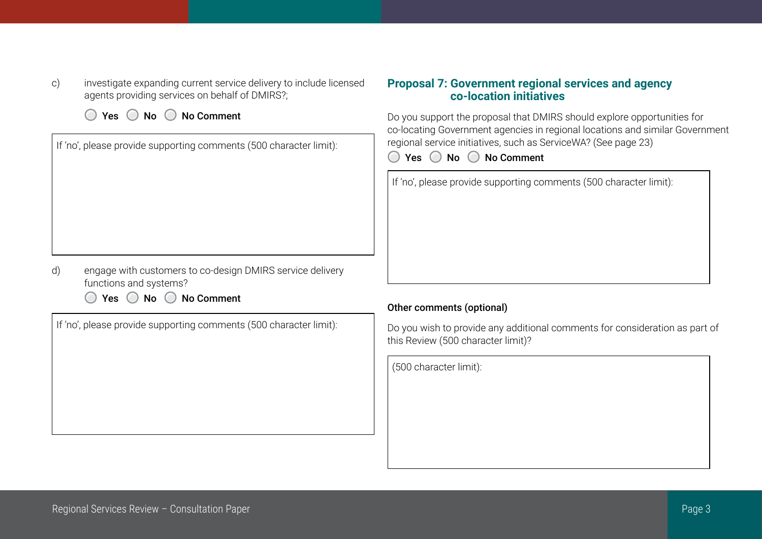c) investigate expanding current service delivery to include licensed agents providing services on behalf of DMIRS?;

◯ **Yes** ◯ **No** ◯ **No Comment**

If 'no', please provide supporting comments (500 character limit):

d) engage with customers to co-design DMIRS service delivery functions and systems?

◯ **Yes** ◯ **No** ◯ **No Comment**

If 'no', please provide supporting comments (500 character limit):

## Proposal 7: Government regional services and agency co-location initiatives

Do you support the proposal that DMIRS should explore opportunities for co-locating Government agencies in regional locations and similar Government regional service initiatives, such as ServiceWA? (See page 23)

◯ **Yes** ◯ **No** ◯ **No Comment**

If 'no', please provide supporting comments (500 character limit):

**Other comments (optional)**

Do you wish to provide any additional comments for consideration as part of this Review (500 character limit)?

(500 character limit):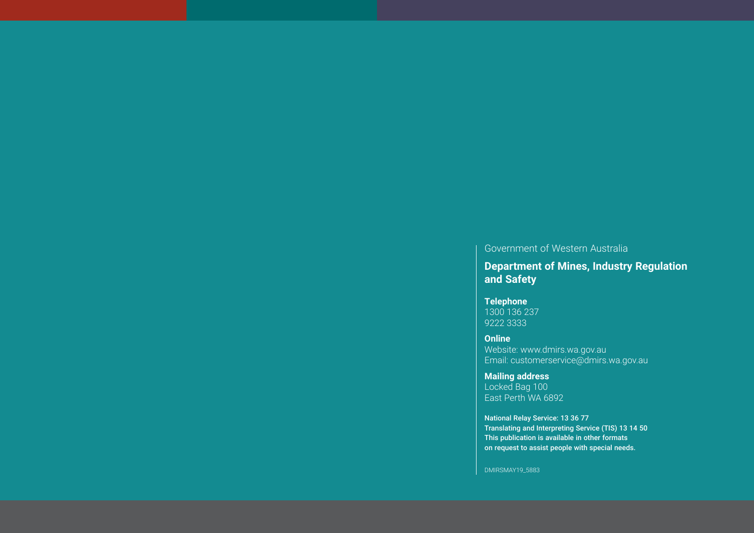Government of Western Australia

**Department of Mines, Industry Regulation and Safety**

**Telephone**
1300 136 237
9222 3333

**Online**
Website: www.dmirs.wa.gov.au
Email: customerservice@dmirs.wa.gov.au

**Mailing address**
Locked Bag 100
East Perth WA 6892

**National Relay Service: 13 36 77**
**Translating and Interpreting Service (TIS) 13 14 50**
**This publication is available in other formats on request to assist people with special needs.**

DMIRSMAY19_5883